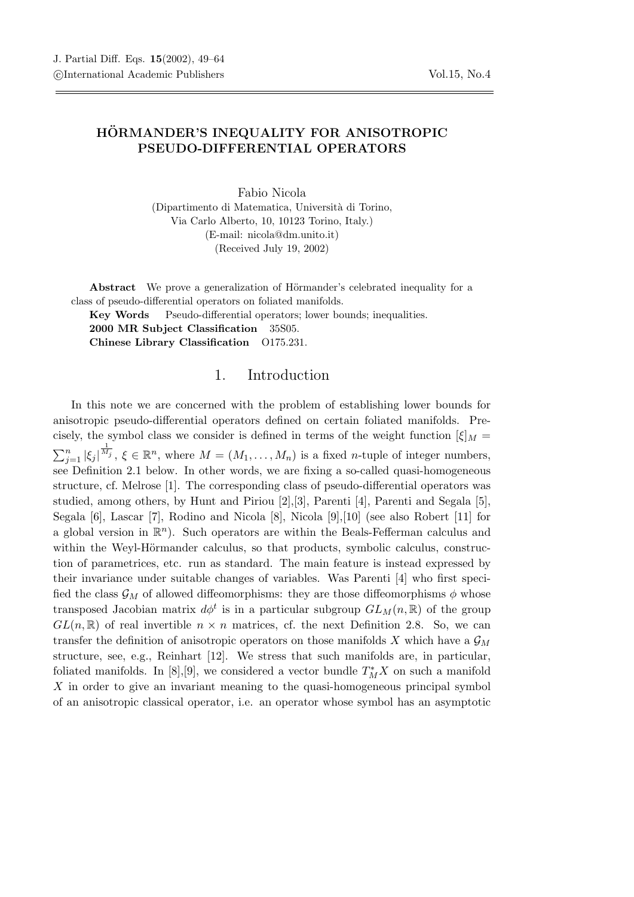# HÖRMANDER'S INEQUALITY FOR ANISOTROPIC PSEUDO-DIFFERENTIAL OPERATORS

Fabio Nicola

(Dipartimento di Matematica, Università di Torino, Via Carlo Alberto, 10, 10123 Torino, Italy.)

(E-mail: nicola@dm.unito.it)

(Received July 19, 2002)

**Abstract** We prove a generalization of Hörmander's celebrated inequality for a class of pseudo-differential operators on foliated manifolds.

**Key Words** Pseudo-differential operators; lower bounds; inequalities.

**2000 MR Subject Classification** 35S05.

**Chinese Library Classification** O175.231.

## 1. Introduction

In this note we are concerned with the problem of establishing lower bounds for anisotropic pseudo-differential operators defined on certain foliated manifolds. Precisely, the symbol class we consider is defined in terms of the weight function $[\xi]_M = \sum_{j=1}^{n} |\xi_j|^{\frac{1}{M_j}}$, $\xi \in \mathbb{R}^n$, where $M = (M_1, \ldots, M_n)$ is a fixed $n$-tuple of integer numbers, see Definition 2.1 below. In other words, we are fixing a so-called quasi-homogeneous structure, cf. Melrose [1]. The corresponding class of pseudo-differential operators was studied, among others, by Hunt and Piriou [2],[3], Parenti [4], Parenti and Segala [5], Segala [6], Lascar [7], Rodino and Nicola [8], Nicola [9],[10] (see also Robert [11] for a global version in $\mathbb{R}^n$). Such operators are within the Beals-Fefferman calculus and within the Weyl-Hörmander calculus, so that products, symbolic calculus, construction of parametrices, etc. run as standard. The main feature is instead expressed by their invariance under suitable changes of variables. Was Parenti [4] who first specified the class $\mathcal{G}_M$ of allowed diffeomorphisms: they are those diffeomorphisms $\phi$ whose transposed Jacobian matrix $d\phi^t$ is in a particular subgroup $GL_M(n, \mathbb{R})$ of the group $GL(n, \mathbb{R})$ of real invertible $n \times n$ matrices, cf. the next Definition 2.8. So, we can transfer the definition of anisotropic operators on those manifolds $X$ which have a $\mathcal{G}_M$ structure, see, e.g., Reinhart [12]. We stress that such manifolds are, in particular, foliated manifolds. In [8],[9], we considered a vector bundle $T^*_M X$ on such a manifold $X$ in order to give an invariant meaning to the quasi-homogeneous principal symbol of an anisotropic classical operator, i.e. an operator whose symbol has an asymptotic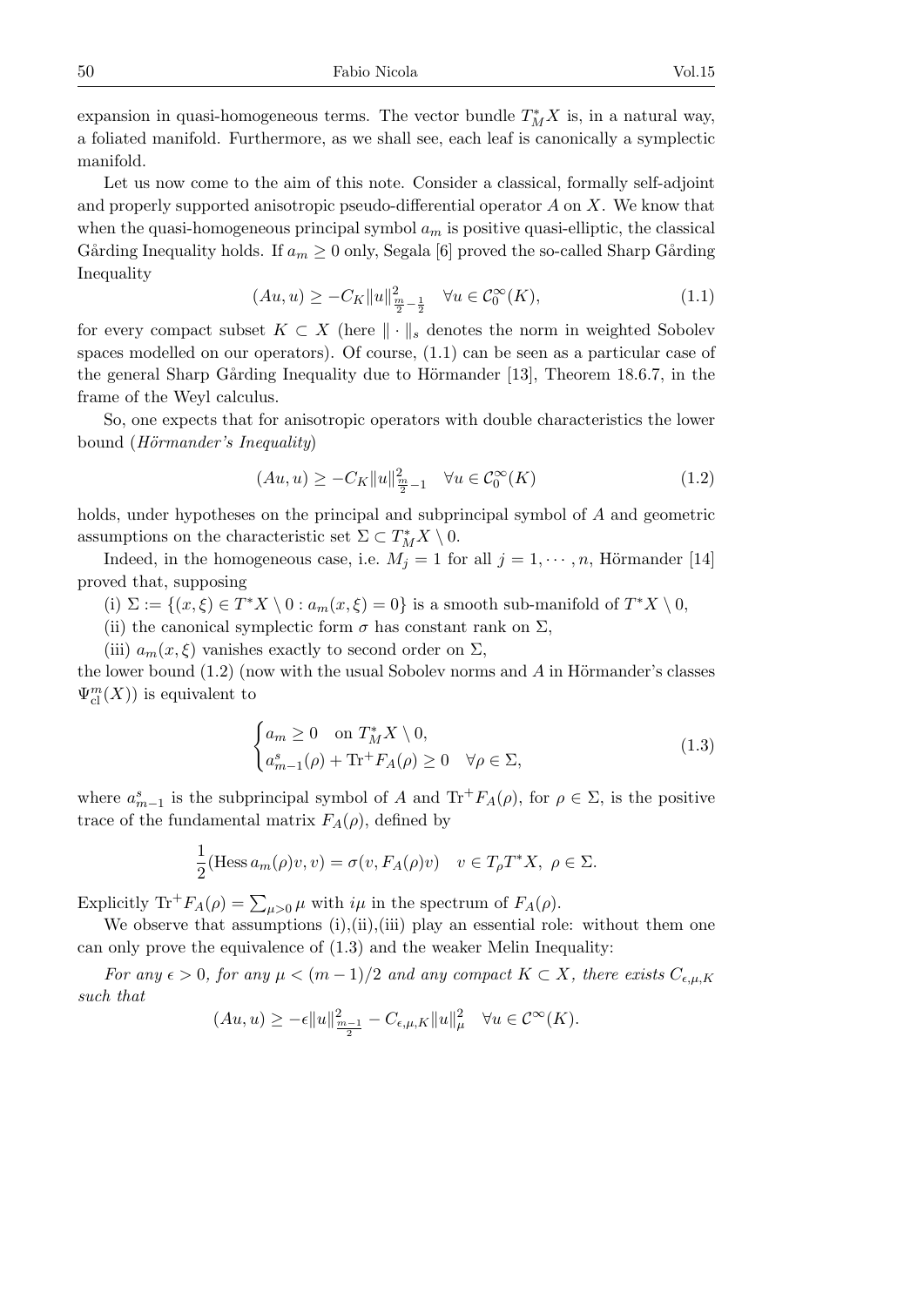expansion in quasi-homogeneous terms. The vector bundle $T^*_M X$ is, in a natural way, a foliated manifold. Furthermore, as we shall see, each leaf is canonically a symplectic manifold.

Let us now come to the aim of this note. Consider a classical, formally self-adjoint and properly supported anisotropic pseudo-differential operator $A$ on $X$. We know that when the quasi-homogeneous principal symbol $a_m$ is positive quasi-elliptic, the classical Gårding Inequality holds. If $a_m \geq 0$ only, Segala [6] proved the so-called Sharp Gårding Inequality

$$(Au, u) \geq -C_K \|u\|^2_{\frac{m}{2}-\frac{1}{2}} \quad \forall u \in \mathcal{C}_0^\infty(K), \tag{1.1}$$

for every compact subset $K \subset X$ (here $\| \cdot \|_s$ denotes the norm in weighted Sobolev spaces modelled on our operators). Of course, (1.1) can be seen as a particular case of the general Sharp Gårding Inequality due to Hörmander [13], Theorem 18.6.7, in the frame of the Weyl calculus.

So, one expects that for anisotropic operators with double characteristics the lower bound (*Hörmander's Inequality*)

$$(Au, u) \geq -C_K \|u\|^2_{\frac{m}{2}-1} \quad \forall u \in \mathcal{C}_0^\infty(K) \tag{1.2}$$

holds, under hypotheses on the principal and subprincipal symbol of $A$ and geometric assumptions on the characteristic set $\Sigma \subset T^*_M X \setminus 0$.

Indeed, in the homogeneous case, i.e. $M_j = 1$ for all $j = 1, \cdots, n$, Hörmander [14] proved that, supposing

(i) $\Sigma := \{(x, \xi) \in T^*X \setminus 0 : a_m(x, \xi) = 0\}$ is a smooth sub-manifold of $T^*X \setminus 0$,

(ii) the canonical symplectic form $\sigma$ has constant rank on $\Sigma$,

(iii) $a_m(x, \xi)$ vanishes exactly to second order on $\Sigma$,

the lower bound (1.2) (now with the usual Sobolev norms and $A$ in Hörmander's classes $\Psi^m_{\mathrm{cl}}(X)$) is equivalent to

$$\begin{cases} a_m \geq 0 \quad \text{on } T^*_M X \setminus 0, \\ a^s_{m-1}(\rho) + \mathrm{Tr}^+ F_A(\rho) \geq 0 \quad \forall \rho \in \Sigma, \end{cases} \tag{1.3}$$

where $a^s_{m-1}$ is the subprincipal symbol of $A$ and $\mathrm{Tr}^+ F_A(\rho)$, for $\rho \in \Sigma$, is the positive trace of the fundamental matrix $F_A(\rho)$, defined by

$$\frac{1}{2}(\mathrm{Hess}\, a_m(\rho) v, v) = \sigma(v, F_A(\rho) v) \quad v \in T_\rho T^*X, \ \rho \in \Sigma.$$

Explicitly $\mathrm{Tr}^+ F_A(\rho) = \sum_{\mu > 0} \mu$ with $i\mu$ in the spectrum of $F_A(\rho)$.

We observe that assumptions (i),(ii),(iii) play an essential role: without them one can only prove the equivalence of (1.3) and the weaker Melin Inequality:

*For any $\epsilon > 0$, for any $\mu < (m-1)/2$ and any compact $K \subset X$, there exists $C_{\epsilon,\mu,K}$ such that*

$$(Au, u) \geq -\epsilon \|u\|^2_{\frac{m-1}{2}} - C_{\epsilon,\mu,K} \|u\|^2_\mu \quad \forall u \in \mathcal{C}^\infty(K).$$